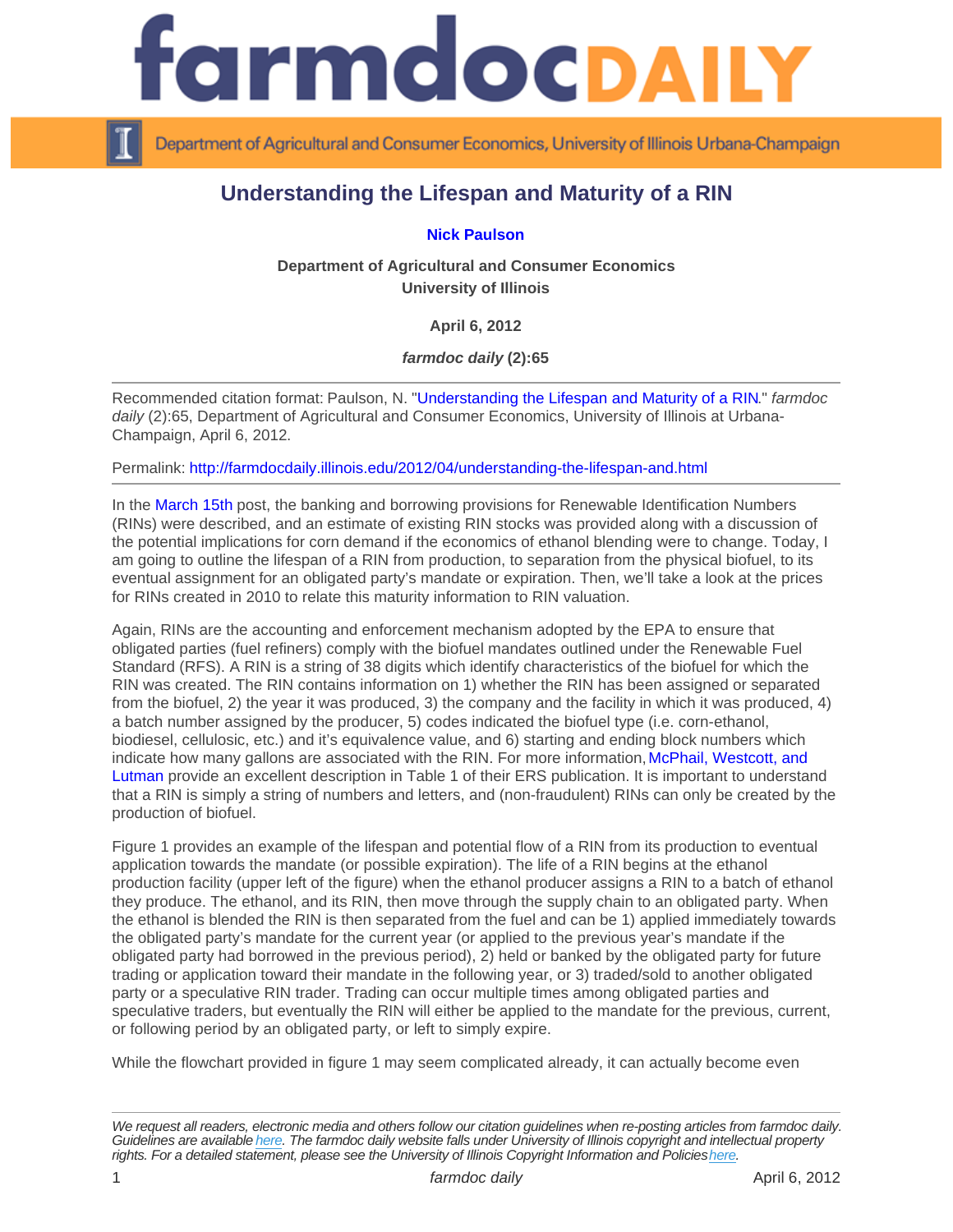# Understanding the Lifespan and Maturity of a RIN

**Nick Paulson**

**Department of Agricultural and Consumer Economics**
**University of Illinois**

**April 6, 2012**

***farmdoc daily* (2):65**

Recommended citation format: Paulson, N. "Understanding the Lifespan and Maturity of a RIN." *farmdoc daily* (2):65, Department of Agricultural and Consumer Economics, University of Illinois at Urbana-Champaign, April 6, 2012.

Permalink: http://farmdocdaily.illinois.edu/2012/04/understanding-the-lifespan-and.html

In the March 15th post, the banking and borrowing provisions for Renewable Identification Numbers (RINs) were described, and an estimate of existing RIN stocks was provided along with a discussion of the potential implications for corn demand if the economics of ethanol blending were to change. Today, I am going to outline the lifespan of a RIN from production, to separation from the physical biofuel, to its eventual assignment for an obligated party's mandate or expiration. Then, we'll take a look at the prices for RINs created in 2010 to relate this maturity information to RIN valuation.

Again, RINs are the accounting and enforcement mechanism adopted by the EPA to ensure that obligated parties (fuel refiners) comply with the biofuel mandates outlined under the Renewable Fuel Standard (RFS). A RIN is a string of 38 digits which identify characteristics of the biofuel for which the RIN was created. The RIN contains information on 1) whether the RIN has been assigned or separated from the biofuel, 2) the year it was produced, 3) the company and the facility in which it was produced, 4) a batch number assigned by the producer, 5) codes indicated the biofuel type (i.e. corn-ethanol, biodiesel, cellulosic, etc.) and it's equivalence value, and 6) starting and ending block numbers which indicate how many gallons are associated with the RIN. For more information, McPhail, Westcott, and Lutman provide an excellent description in Table 1 of their ERS publication. It is important to understand that a RIN is simply a string of numbers and letters, and (non-fraudulent) RINs can only be created by the production of biofuel.

Figure 1 provides an example of the lifespan and potential flow of a RIN from its production to eventual application towards the mandate (or possible expiration). The life of a RIN begins at the ethanol production facility (upper left of the figure) when the ethanol producer assigns a RIN to a batch of ethanol they produce. The ethanol, and its RIN, then move through the supply chain to an obligated party. When the ethanol is blended the RIN is then separated from the fuel and can be 1) applied immediately towards the obligated party's mandate for the current year (or applied to the previous year's mandate if the obligated party had borrowed in the previous period), 2) held or banked by the obligated party for future trading or application toward their mandate in the following year, or 3) traded/sold to another obligated party or a speculative RIN trader. Trading can occur multiple times among obligated parties and speculative traders, but eventually the RIN will either be applied to the mandate for the previous, current, or following period by an obligated party, or left to simply expire.

While the flowchart provided in figure 1 may seem complicated already, it can actually become even

*We request all readers, electronic media and others follow our citation guidelines when re-posting articles from farmdoc daily. Guidelines are available here. The farmdoc daily website falls under University of Illinois copyright and intellectual property rights. For a detailed statement, please see the University of Illinois Copyright Information and Policies here.*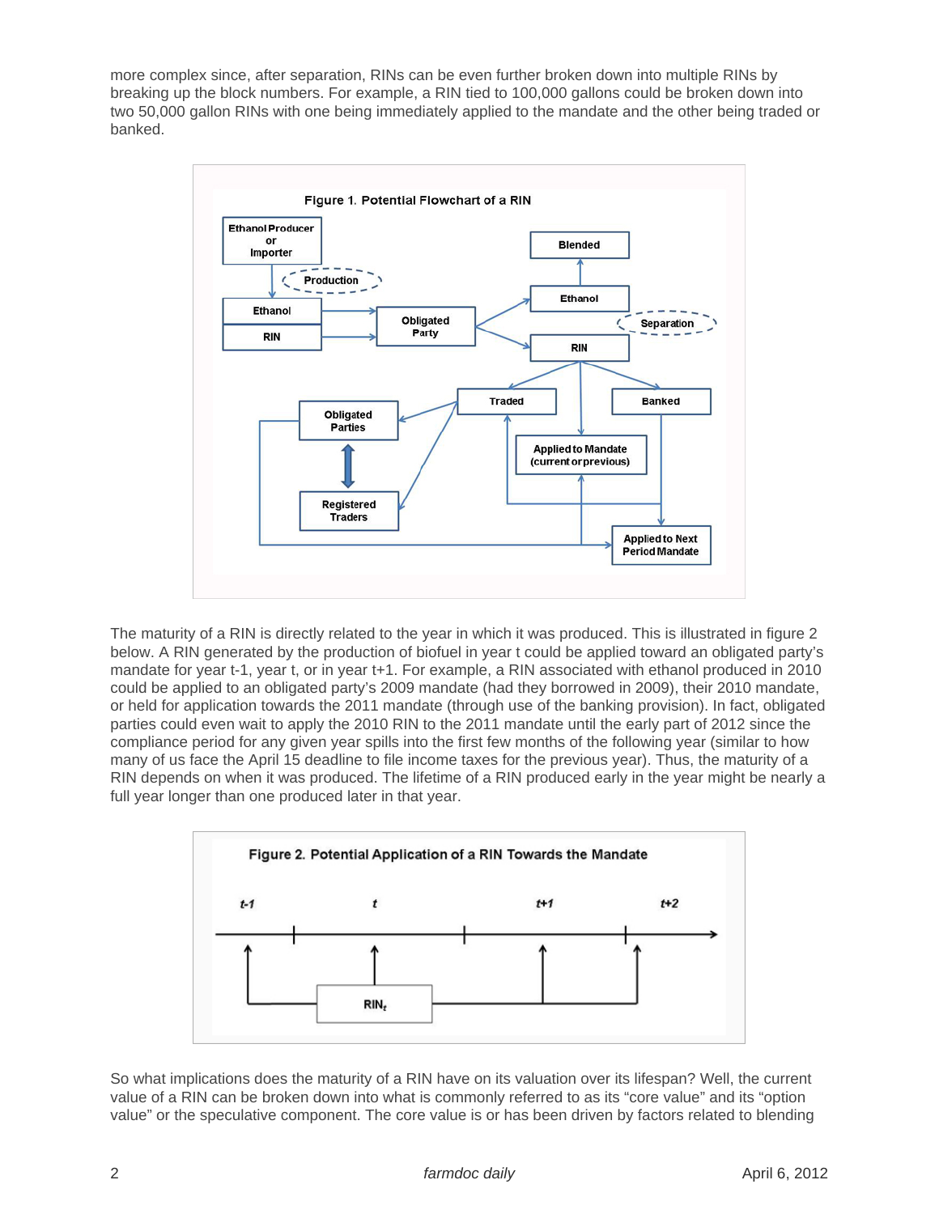more complex since, after separation, RINs can be even further broken down into multiple RINs by breaking up the block numbers. For example, a RIN tied to 100,000 gallons could be broken down into two 50,000 gallon RINs with one being immediately applied to the mandate and the other being traded or banked.

**Figure 1. Potential Flowchart of a RIN**

The maturity of a RIN is directly related to the year in which it was produced. This is illustrated in figure 2 below. A RIN generated by the production of biofuel in year t could be applied toward an obligated party's mandate for year t-1, year t, or in year t+1. For example, a RIN associated with ethanol produced in 2010 could be applied to an obligated party's 2009 mandate (had they borrowed in 2009), their 2010 mandate, or held for application towards the 2011 mandate (through use of the banking provision). In fact, obligated parties could even wait to apply the 2010 RIN to the 2011 mandate until the early part of 2012 since the compliance period for any given year spills into the first few months of the following year (similar to how many of us face the April 15 deadline to file income taxes for the previous year). Thus, the maturity of a RIN depends on when it was produced. The lifetime of a RIN produced early in the year might be nearly a full year longer than one produced later in that year.

**Figure 2. Potential Application of a RIN Towards the Mandate**

So what implications does the maturity of a RIN have on its valuation over its lifespan? Well, the current value of a RIN can be broken down into what is commonly referred to as its "core value" and its "option value" or the speculative component. The core value is or has been driven by factors related to blending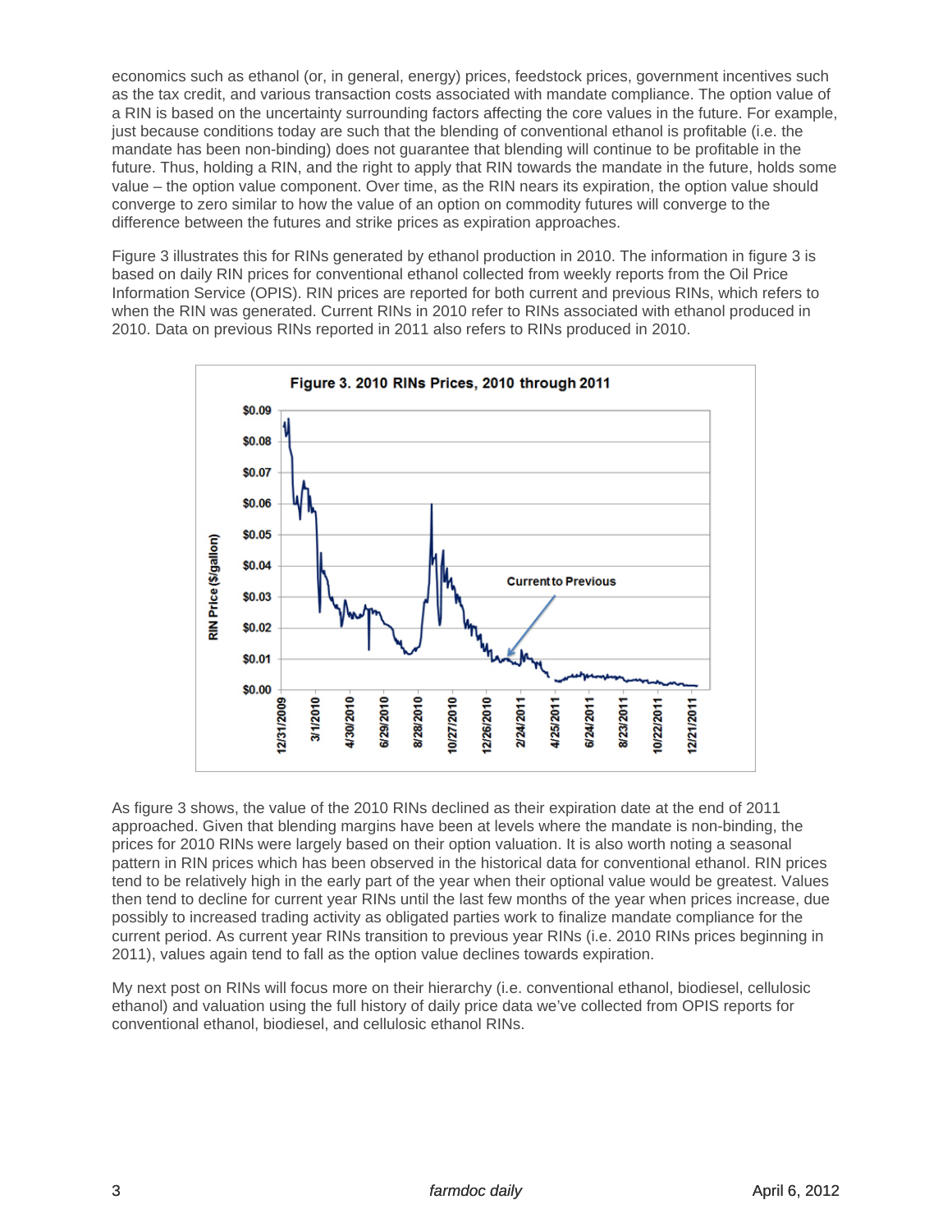economics such as ethanol (or, in general, energy) prices, feedstock prices, government incentives such as the tax credit, and various transaction costs associated with mandate compliance. The option value of a RIN is based on the uncertainty surrounding factors affecting the core values in the future. For example, just because conditions today are such that the blending of conventional ethanol is profitable (i.e. the mandate has been non-binding) does not guarantee that blending will continue to be profitable in the future. Thus, holding a RIN, and the right to apply that RIN towards the mandate in the future, holds some value – the option value component. Over time, as the RIN nears its expiration, the option value should converge to zero similar to how the value of an option on commodity futures will converge to the difference between the futures and strike prices as expiration approaches.

Figure 3 illustrates this for RINs generated by ethanol production in 2010. The information in figure 3 is based on daily RIN prices for conventional ethanol collected from weekly reports from the Oil Price Information Service (OPIS). RIN prices are reported for both current and previous RINs, which refers to when the RIN was generated. Current RINs in 2010 refer to RINs associated with ethanol produced in 2010. Data on previous RINs reported in 2011 also refers to RINs produced in 2010.

**Figure 3. 2010 RINs Prices, 2010 through 2011**

RIN Price ($/gallon)

$0.09
$0.08
$0.07
$0.06
$0.05
$0.04
$0.03
$0.02
$0.01
$0.00

12/31/2009
3/1/2010
4/30/2010
6/29/2010
8/28/2010
10/27/2010
12/26/2010
2/24/2011
4/25/2011
6/24/2011
8/23/2011
10/22/2011
12/21/2011

Current to Previous

As figure 3 shows, the value of the 2010 RINs declined as their expiration date at the end of 2011 approached. Given that blending margins have been at levels where the mandate is non-binding, the prices for 2010 RINs were largely based on their option valuation. It is also worth noting a seasonal pattern in RIN prices which has been observed in the historical data for conventional ethanol. RIN prices tend to be relatively high in the early part of the year when their optional value would be greatest. Values then tend to decline for current year RINs until the last few months of the year when prices increase, due possibly to increased trading activity as obligated parties work to finalize mandate compliance for the current period. As current year RINs transition to previous year RINs (i.e. 2010 RINs prices beginning in 2011), values again tend to fall as the option value declines towards expiration.

My next post on RINs will focus more on their hierarchy (i.e. conventional ethanol, biodiesel, cellulosic ethanol) and valuation using the full history of daily price data we've collected from OPIS reports for conventional ethanol, biodiesel, and cellulosic ethanol RINs.